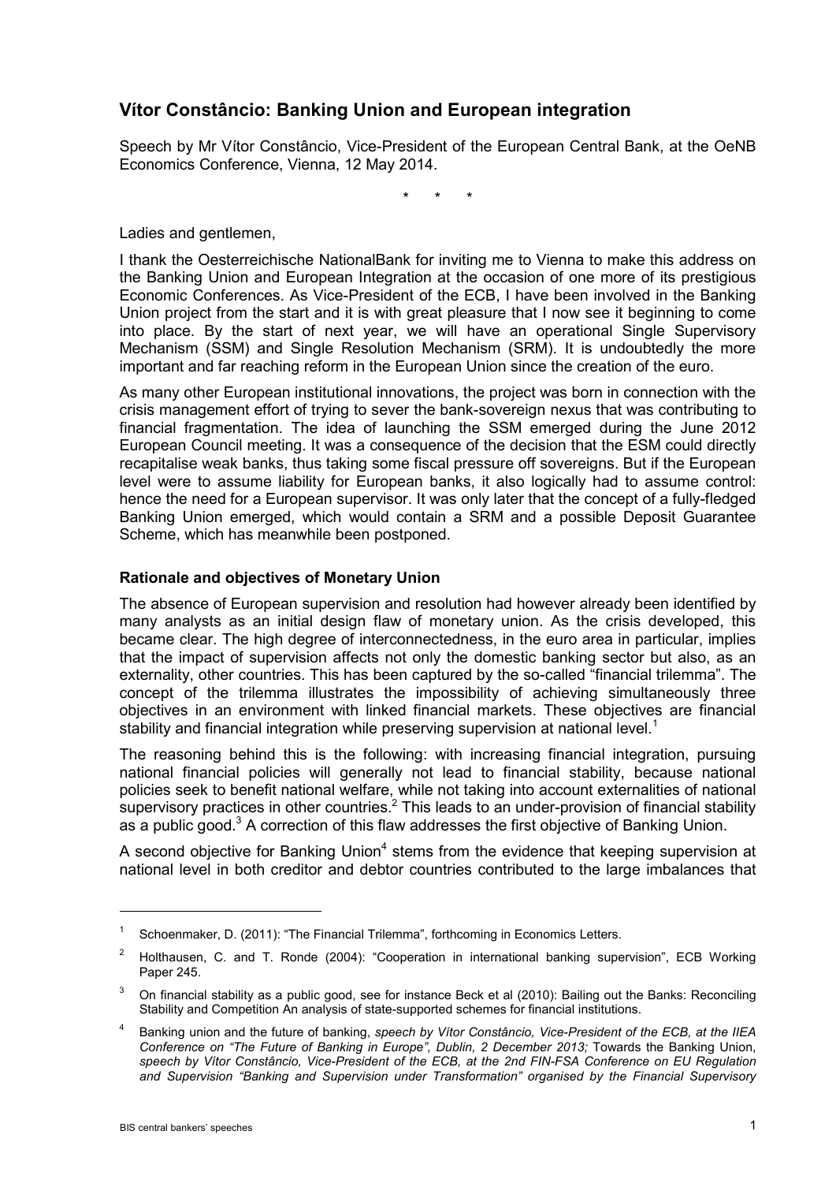# Vítor Constâncio: Banking Union and European integration

Speech by Mr Vítor Constâncio, Vice-President of the European Central Bank, at the OeNB Economics Conference, Vienna, 12 May 2014.

\* \* \*

Ladies and gentlemen,

I thank the Oesterreichische NationalBank for inviting me to Vienna to make this address on the Banking Union and European Integration at the occasion of one more of its prestigious Economic Conferences. As Vice-President of the ECB, I have been involved in the Banking Union project from the start and it is with great pleasure that I now see it beginning to come into place. By the start of next year, we will have an operational Single Supervisory Mechanism (SSM) and Single Resolution Mechanism (SRM). It is undoubtedly the more important and far reaching reform in the European Union since the creation of the euro.

As many other European institutional innovations, the project was born in connection with the crisis management effort of trying to sever the bank-sovereign nexus that was contributing to financial fragmentation. The idea of launching the SSM emerged during the June 2012 European Council meeting. It was a consequence of the decision that the ESM could directly recapitalise weak banks, thus taking some fiscal pressure off sovereigns. But if the European level were to assume liability for European banks, it also logically had to assume control: hence the need for a European supervisor. It was only later that the concept of a fully-fledged Banking Union emerged, which would contain a SRM and a possible Deposit Guarantee Scheme, which has meanwhile been postponed.

### Rationale and objectives of Monetary Union

The absence of European supervision and resolution had however already been identified by many analysts as an initial design flaw of monetary union. As the crisis developed, this became clear. The high degree of interconnectedness, in the euro area in particular, implies that the impact of supervision affects not only the domestic banking sector but also, as an externality, other countries. This has been captured by the so-called "financial trilemma". The concept of the trilemma illustrates the impossibility of achieving simultaneously three objectives in an environment with linked financial markets. These objectives are financial stability and financial integration while preserving supervision at national level.[1]

The reasoning behind this is the following: with increasing financial integration, pursuing national financial policies will generally not lead to financial stability, because national policies seek to benefit national welfare, while not taking into account externalities of national supervisory practices in other countries.[2] This leads to an under-provision of financial stability as a public good.[3] A correction of this flaw addresses the first objective of Banking Union.

A second objective for Banking Union[4] stems from the evidence that keeping supervision at national level in both creditor and debtor countries contributed to the large imbalances that

---

[1] Schoenmaker, D. (2011): "The Financial Trilemma", forthcoming in Economics Letters.

[2] Holthausen, C. and T. Ronde (2004): "Cooperation in international banking supervision", ECB Working Paper 245.

[3] On financial stability as a public good, see for instance Beck et al (2010): Bailing out the Banks: Reconciling Stability and Competition An analysis of state-supported schemes for financial institutions.

[4] Banking union and the future of banking, *speech by Vítor Constâncio, Vice-President of the ECB, at the IIEA Conference on "The Future of Banking in Europe", Dublin, 2 December 2013;* Towards the Banking Union, *speech by Vítor Constâncio, Vice-President of the ECB, at the 2nd FIN-FSA Conference on EU Regulation and Supervision "Banking and Supervision under Transformation" organised by the Financial Supervisory*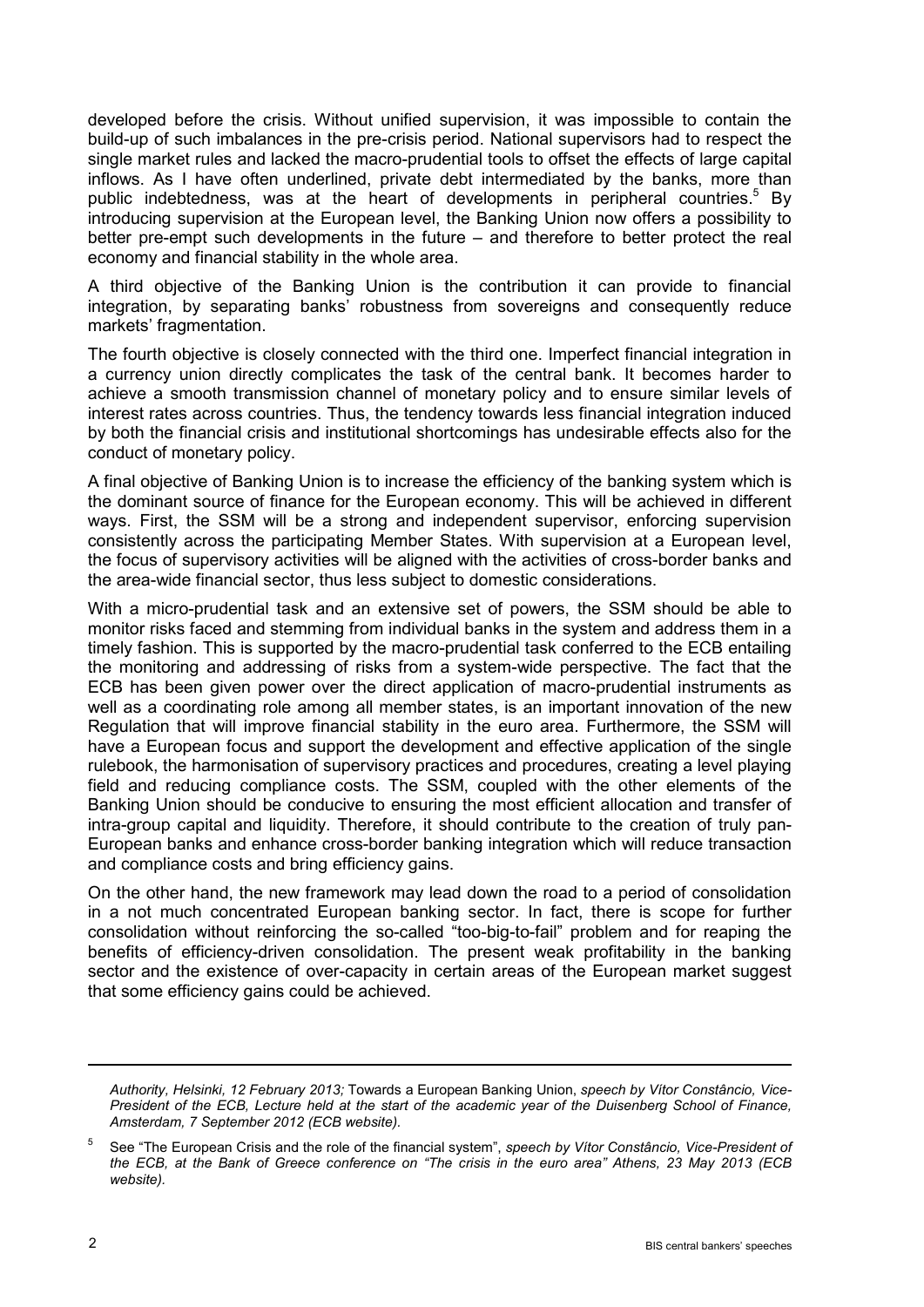developed before the crisis. Without unified supervision, it was impossible to contain the build-up of such imbalances in the pre-crisis period. National supervisors had to respect the single market rules and lacked the macro-prudential tools to offset the effects of large capital inflows. As I have often underlined, private debt intermediated by the banks, more than public indebtedness, was at the heart of developments in peripheral countries.[5] By introducing supervision at the European level, the Banking Union now offers a possibility to better pre-empt such developments in the future – and therefore to better protect the real economy and financial stability in the whole area.

A third objective of the Banking Union is the contribution it can provide to financial integration, by separating banks' robustness from sovereigns and consequently reduce markets' fragmentation.

The fourth objective is closely connected with the third one. Imperfect financial integration in a currency union directly complicates the task of the central bank. It becomes harder to achieve a smooth transmission channel of monetary policy and to ensure similar levels of interest rates across countries. Thus, the tendency towards less financial integration induced by both the financial crisis and institutional shortcomings has undesirable effects also for the conduct of monetary policy.

A final objective of Banking Union is to increase the efficiency of the banking system which is the dominant source of finance for the European economy. This will be achieved in different ways. First, the SSM will be a strong and independent supervisor, enforcing supervision consistently across the participating Member States. With supervision at a European level, the focus of supervisory activities will be aligned with the activities of cross-border banks and the area-wide financial sector, thus less subject to domestic considerations.

With a micro-prudential task and an extensive set of powers, the SSM should be able to monitor risks faced and stemming from individual banks in the system and address them in a timely fashion. This is supported by the macro-prudential task conferred to the ECB entailing the monitoring and addressing of risks from a system-wide perspective. The fact that the ECB has been given power over the direct application of macro-prudential instruments as well as a coordinating role among all member states, is an important innovation of the new Regulation that will improve financial stability in the euro area. Furthermore, the SSM will have a European focus and support the development and effective application of the single rulebook, the harmonisation of supervisory practices and procedures, creating a level playing field and reducing compliance costs. The SSM, coupled with the other elements of the Banking Union should be conducive to ensuring the most efficient allocation and transfer of intra-group capital and liquidity. Therefore, it should contribute to the creation of truly pan-European banks and enhance cross-border banking integration which will reduce transaction and compliance costs and bring efficiency gains.

On the other hand, the new framework may lead down the road to a period of consolidation in a not much concentrated European banking sector. In fact, there is scope for further consolidation without reinforcing the so-called "too-big-to-fail" problem and for reaping the benefits of efficiency-driven consolidation. The present weak profitability in the banking sector and the existence of over-capacity in certain areas of the European market suggest that some efficiency gains could be achieved.

---

*Authority, Helsinki, 12 February 2013;* Towards a European Banking Union, *speech by Vítor Constâncio, Vice-President of the ECB, Lecture held at the start of the academic year of the Duisenberg School of Finance, Amsterdam, 7 September 2012 (ECB website).*

[5] See "The European Crisis and the role of the financial system", *speech by Vítor Constâncio, Vice-President of the ECB, at the Bank of Greece conference on "The crisis in the euro area" Athens, 23 May 2013 (ECB website).*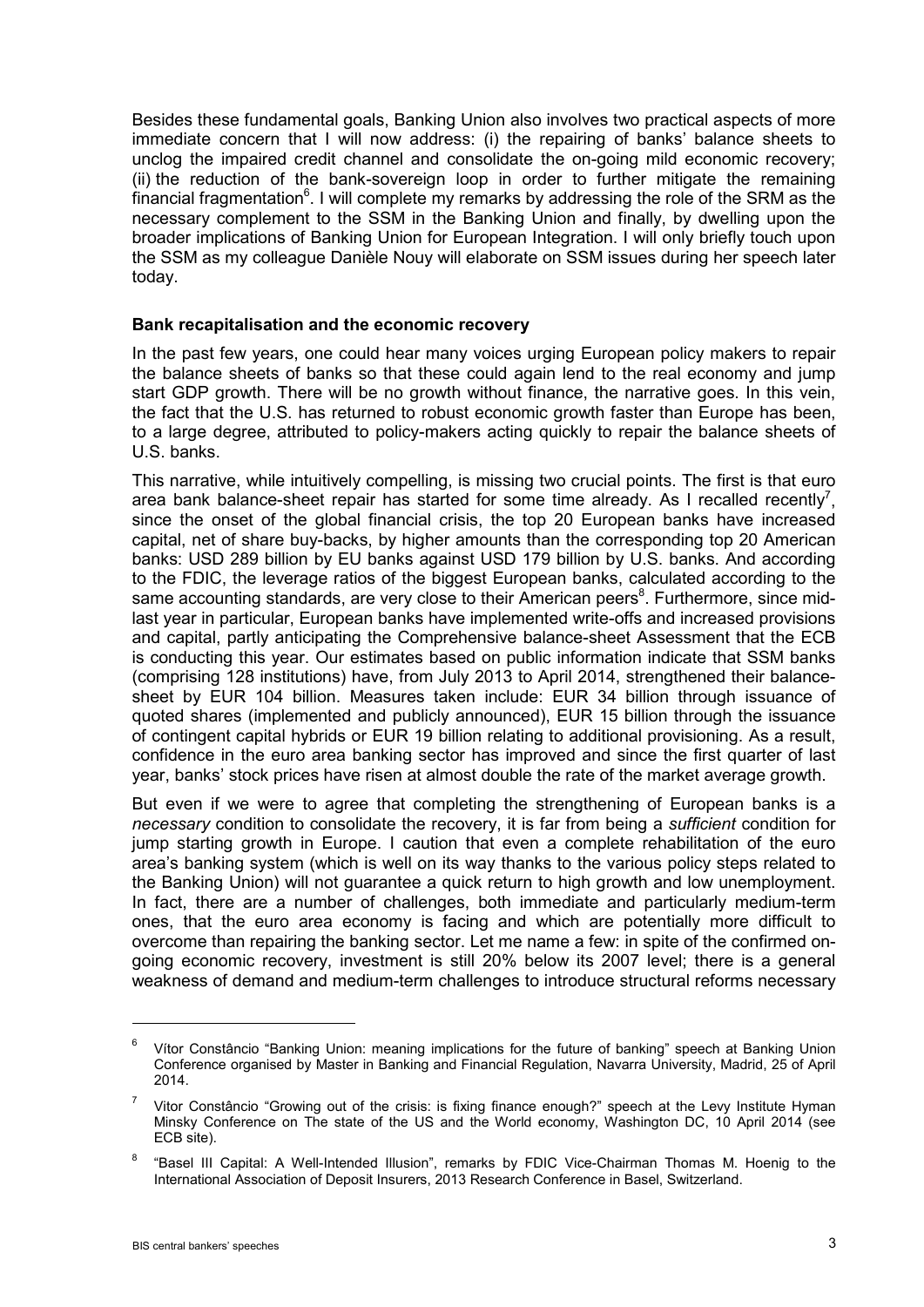Besides these fundamental goals, Banking Union also involves two practical aspects of more immediate concern that I will now address: (i) the repairing of banks' balance sheets to unclog the impaired credit channel and consolidate the on-going mild economic recovery; (ii) the reduction of the bank-sovereign loop in order to further mitigate the remaining financial fragmentation[6]. I will complete my remarks by addressing the role of the SRM as the necessary complement to the SSM in the Banking Union and finally, by dwelling upon the broader implications of Banking Union for European Integration. I will only briefly touch upon the SSM as my colleague Danièle Nouy will elaborate on SSM issues during her speech later today.

**Bank recapitalisation and the economic recovery**

In the past few years, one could hear many voices urging European policy makers to repair the balance sheets of banks so that these could again lend to the real economy and jump start GDP growth. There will be no growth without finance, the narrative goes. In this vein, the fact that the U.S. has returned to robust economic growth faster than Europe has been, to a large degree, attributed to policy-makers acting quickly to repair the balance sheets of U.S. banks.

This narrative, while intuitively compelling, is missing two crucial points. The first is that euro area bank balance-sheet repair has started for some time already. As I recalled recently[7], since the onset of the global financial crisis, the top 20 European banks have increased capital, net of share buy-backs, by higher amounts than the corresponding top 20 American banks: USD 289 billion by EU banks against USD 179 billion by U.S. banks. And according to the FDIC, the leverage ratios of the biggest European banks, calculated according to the same accounting standards, are very close to their American peers[8]. Furthermore, since mid-last year in particular, European banks have implemented write-offs and increased provisions and capital, partly anticipating the Comprehensive balance-sheet Assessment that the ECB is conducting this year. Our estimates based on public information indicate that SSM banks (comprising 128 institutions) have, from July 2013 to April 2014, strengthened their balance-sheet by EUR 104 billion. Measures taken include: EUR 34 billion through issuance of quoted shares (implemented and publicly announced), EUR 15 billion through the issuance of contingent capital hybrids or EUR 19 billion relating to additional provisioning. As a result, confidence in the euro area banking sector has improved and since the first quarter of last year, banks' stock prices have risen at almost double the rate of the market average growth.

But even if we were to agree that completing the strengthening of European banks is a *necessary* condition to consolidate the recovery, it is far from being a *sufficient* condition for jump starting growth in Europe. I caution that even a complete rehabilitation of the euro area's banking system (which is well on its way thanks to the various policy steps related to the Banking Union) will not guarantee a quick return to high growth and low unemployment. In fact, there are a number of challenges, both immediate and particularly medium-term ones, that the euro area economy is facing and which are potentially more difficult to overcome than repairing the banking sector. Let me name a few: in spite of the confirmed on-going economic recovery, investment is still 20% below its 2007 level; there is a general weakness of demand and medium-term challenges to introduce structural reforms necessary

---

[6] Vítor Constâncio "Banking Union: meaning implications for the future of banking" speech at Banking Union Conference organised by Master in Banking and Financial Regulation, Navarra University, Madrid, 25 of April 2014.

[7] Vitor Constâncio "Growing out of the crisis: is fixing finance enough?" speech at the Levy Institute Hyman Minsky Conference on The state of the US and the World economy, Washington DC, 10 April 2014 (see ECB site).

[8] "Basel III Capital: A Well-Intended Illusion", remarks by FDIC Vice-Chairman Thomas M. Hoenig to the International Association of Deposit Insurers, 2013 Research Conference in Basel, Switzerland.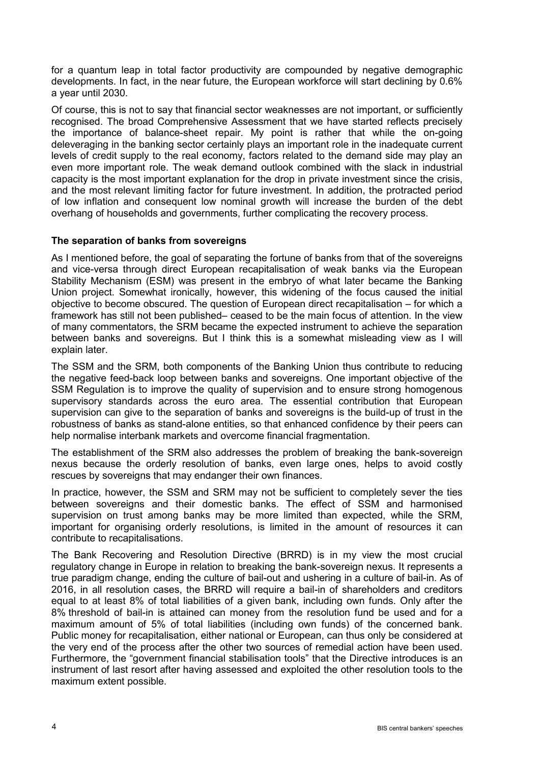for a quantum leap in total factor productivity are compounded by negative demographic developments. In fact, in the near future, the European workforce will start declining by 0.6% a year until 2030.

Of course, this is not to say that financial sector weaknesses are not important, or sufficiently recognised. The broad Comprehensive Assessment that we have started reflects precisely the importance of balance-sheet repair. My point is rather that while the on-going deleveraging in the banking sector certainly plays an important role in the inadequate current levels of credit supply to the real economy, factors related to the demand side may play an even more important role. The weak demand outlook combined with the slack in industrial capacity is the most important explanation for the drop in private investment since the crisis, and the most relevant limiting factor for future investment. In addition, the protracted period of low inflation and consequent low nominal growth will increase the burden of the debt overhang of households and governments, further complicating the recovery process.

**The separation of banks from sovereigns**

As I mentioned before, the goal of separating the fortune of banks from that of the sovereigns and vice-versa through direct European recapitalisation of weak banks via the European Stability Mechanism (ESM) was present in the embryo of what later became the Banking Union project. Somewhat ironically, however, this widening of the focus caused the initial objective to become obscured. The question of European direct recapitalisation – for which a framework has still not been published– ceased to be the main focus of attention. In the view of many commentators, the SRM became the expected instrument to achieve the separation between banks and sovereigns. But I think this is a somewhat misleading view as I will explain later.

The SSM and the SRM, both components of the Banking Union thus contribute to reducing the negative feed-back loop between banks and sovereigns. One important objective of the SSM Regulation is to improve the quality of supervision and to ensure strong homogenous supervisory standards across the euro area. The essential contribution that European supervision can give to the separation of banks and sovereigns is the build-up of trust in the robustness of banks as stand-alone entities, so that enhanced confidence by their peers can help normalise interbank markets and overcome financial fragmentation.

The establishment of the SRM also addresses the problem of breaking the bank-sovereign nexus because the orderly resolution of banks, even large ones, helps to avoid costly rescues by sovereigns that may endanger their own finances.

In practice, however, the SSM and SRM may not be sufficient to completely sever the ties between sovereigns and their domestic banks. The effect of SSM and harmonised supervision on trust among banks may be more limited than expected, while the SRM, important for organising orderly resolutions, is limited in the amount of resources it can contribute to recapitalisations.

The Bank Recovering and Resolution Directive (BRRD) is in my view the most crucial regulatory change in Europe in relation to breaking the bank-sovereign nexus. It represents a true paradigm change, ending the culture of bail-out and ushering in a culture of bail-in. As of 2016, in all resolution cases, the BRRD will require a bail-in of shareholders and creditors equal to at least 8% of total liabilities of a given bank, including own funds. Only after the 8% threshold of bail-in is attained can money from the resolution fund be used and for a maximum amount of 5% of total liabilities (including own funds) of the concerned bank. Public money for recapitalisation, either national or European, can thus only be considered at the very end of the process after the other two sources of remedial action have been used. Furthermore, the "government financial stabilisation tools" that the Directive introduces is an instrument of last resort after having assessed and exploited the other resolution tools to the maximum extent possible.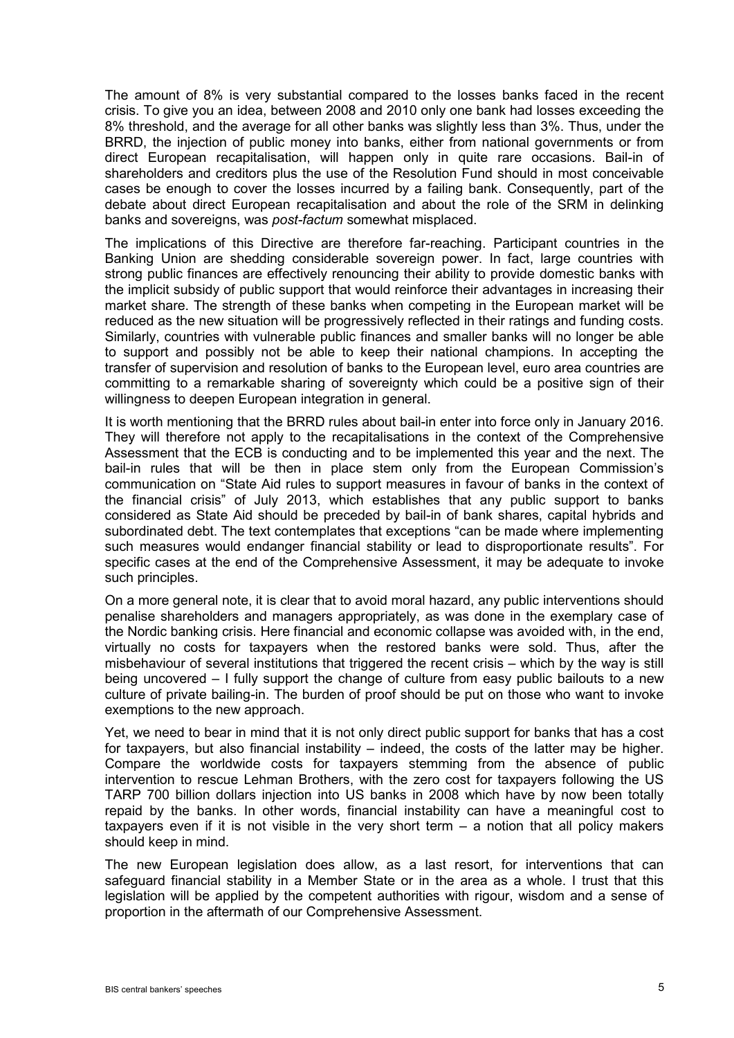The amount of 8% is very substantial compared to the losses banks faced in the recent crisis. To give you an idea, between 2008 and 2010 only one bank had losses exceeding the 8% threshold, and the average for all other banks was slightly less than 3%. Thus, under the BRRD, the injection of public money into banks, either from national governments or from direct European recapitalisation, will happen only in quite rare occasions. Bail-in of shareholders and creditors plus the use of the Resolution Fund should in most conceivable cases be enough to cover the losses incurred by a failing bank. Consequently, part of the debate about direct European recapitalisation and about the role of the SRM in delinking banks and sovereigns, was *post-factum* somewhat misplaced.

The implications of this Directive are therefore far-reaching. Participant countries in the Banking Union are shedding considerable sovereign power. In fact, large countries with strong public finances are effectively renouncing their ability to provide domestic banks with the implicit subsidy of public support that would reinforce their advantages in increasing their market share. The strength of these banks when competing in the European market will be reduced as the new situation will be progressively reflected in their ratings and funding costs. Similarly, countries with vulnerable public finances and smaller banks will no longer be able to support and possibly not be able to keep their national champions. In accepting the transfer of supervision and resolution of banks to the European level, euro area countries are committing to a remarkable sharing of sovereignty which could be a positive sign of their willingness to deepen European integration in general.

It is worth mentioning that the BRRD rules about bail-in enter into force only in January 2016. They will therefore not apply to the recapitalisations in the context of the Comprehensive Assessment that the ECB is conducting and to be implemented this year and the next. The bail-in rules that will be then in place stem only from the European Commission's communication on "State Aid rules to support measures in favour of banks in the context of the financial crisis" of July 2013, which establishes that any public support to banks considered as State Aid should be preceded by bail-in of bank shares, capital hybrids and subordinated debt. The text contemplates that exceptions "can be made where implementing such measures would endanger financial stability or lead to disproportionate results". For specific cases at the end of the Comprehensive Assessment, it may be adequate to invoke such principles.

On a more general note, it is clear that to avoid moral hazard, any public interventions should penalise shareholders and managers appropriately, as was done in the exemplary case of the Nordic banking crisis. Here financial and economic collapse was avoided with, in the end, virtually no costs for taxpayers when the restored banks were sold. Thus, after the misbehaviour of several institutions that triggered the recent crisis – which by the way is still being uncovered – I fully support the change of culture from easy public bailouts to a new culture of private bailing-in. The burden of proof should be put on those who want to invoke exemptions to the new approach.

Yet, we need to bear in mind that it is not only direct public support for banks that has a cost for taxpayers, but also financial instability – indeed, the costs of the latter may be higher. Compare the worldwide costs for taxpayers stemming from the absence of public intervention to rescue Lehman Brothers, with the zero cost for taxpayers following the US TARP 700 billion dollars injection into US banks in 2008 which have by now been totally repaid by the banks. In other words, financial instability can have a meaningful cost to taxpayers even if it is not visible in the very short term – a notion that all policy makers should keep in mind.

The new European legislation does allow, as a last resort, for interventions that can safeguard financial stability in a Member State or in the area as a whole. I trust that this legislation will be applied by the competent authorities with rigour, wisdom and a sense of proportion in the aftermath of our Comprehensive Assessment.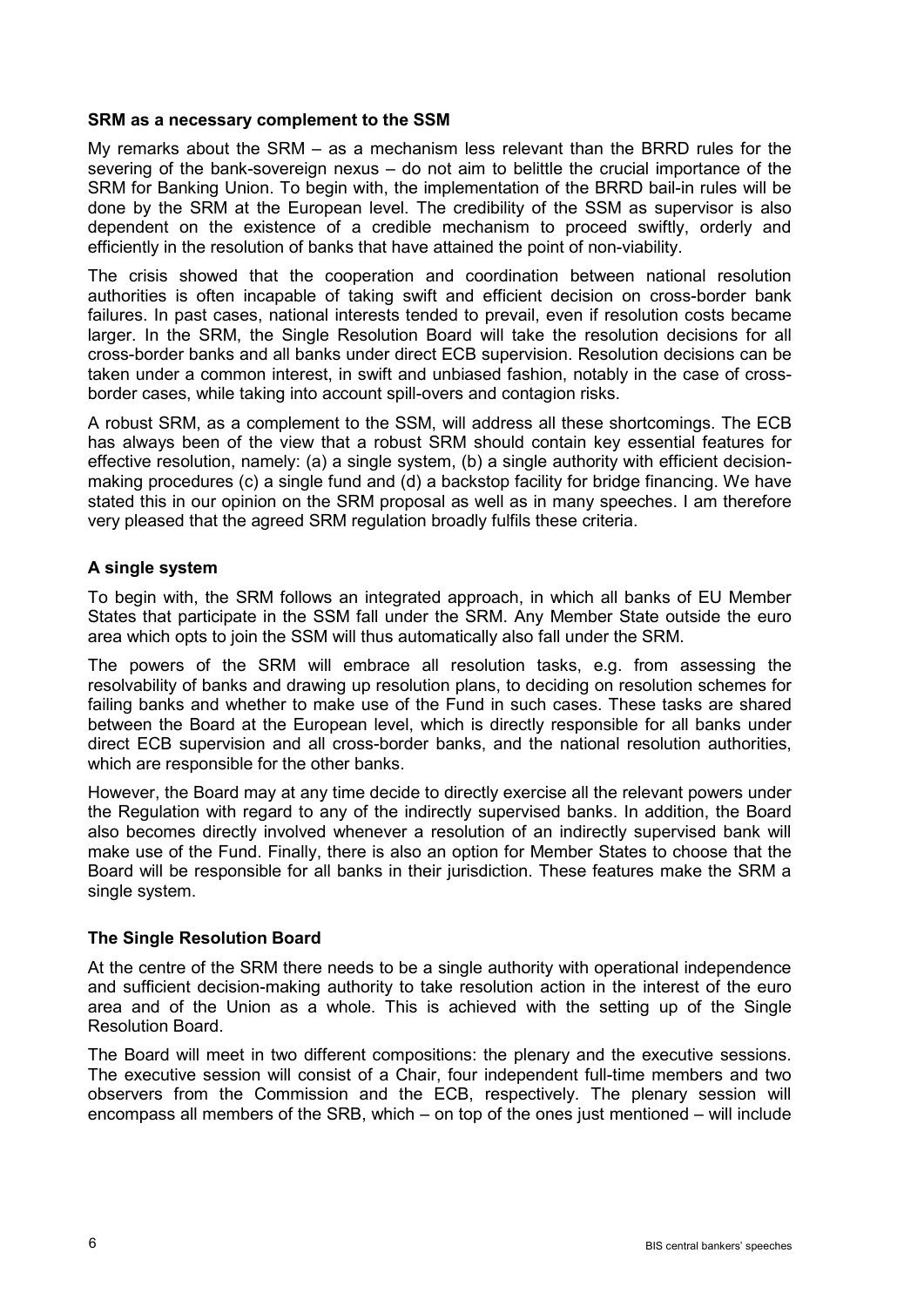### SRM as a necessary complement to the SSM

My remarks about the SRM – as a mechanism less relevant than the BRRD rules for the severing of the bank-sovereign nexus – do not aim to belittle the crucial importance of the SRM for Banking Union. To begin with, the implementation of the BRRD bail-in rules will be done by the SRM at the European level. The credibility of the SSM as supervisor is also dependent on the existence of a credible mechanism to proceed swiftly, orderly and efficiently in the resolution of banks that have attained the point of non-viability.

The crisis showed that the cooperation and coordination between national resolution authorities is often incapable of taking swift and efficient decision on cross-border bank failures. In past cases, national interests tended to prevail, even if resolution costs became larger. In the SRM, the Single Resolution Board will take the resolution decisions for all cross-border banks and all banks under direct ECB supervision. Resolution decisions can be taken under a common interest, in swift and unbiased fashion, notably in the case of cross-border cases, while taking into account spill-overs and contagion risks.

A robust SRM, as a complement to the SSM, will address all these shortcomings. The ECB has always been of the view that a robust SRM should contain key essential features for effective resolution, namely: (a) a single system, (b) a single authority with efficient decision-making procedures (c) a single fund and (d) a backstop facility for bridge financing. We have stated this in our opinion on the SRM proposal as well as in many speeches. I am therefore very pleased that the agreed SRM regulation broadly fulfils these criteria.

### A single system

To begin with, the SRM follows an integrated approach, in which all banks of EU Member States that participate in the SSM fall under the SRM. Any Member State outside the euro area which opts to join the SSM will thus automatically also fall under the SRM.

The powers of the SRM will embrace all resolution tasks, e.g. from assessing the resolvability of banks and drawing up resolution plans, to deciding on resolution schemes for failing banks and whether to make use of the Fund in such cases. These tasks are shared between the Board at the European level, which is directly responsible for all banks under direct ECB supervision and all cross-border banks, and the national resolution authorities, which are responsible for the other banks.

However, the Board may at any time decide to directly exercise all the relevant powers under the Regulation with regard to any of the indirectly supervised banks. In addition, the Board also becomes directly involved whenever a resolution of an indirectly supervised bank will make use of the Fund. Finally, there is also an option for Member States to choose that the Board will be responsible for all banks in their jurisdiction. These features make the SRM a single system.

### The Single Resolution Board

At the centre of the SRM there needs to be a single authority with operational independence and sufficient decision-making authority to take resolution action in the interest of the euro area and of the Union as a whole. This is achieved with the setting up of the Single Resolution Board.

The Board will meet in two different compositions: the plenary and the executive sessions. The executive session will consist of a Chair, four independent full-time members and two observers from the Commission and the ECB, respectively. The plenary session will encompass all members of the SRB, which – on top of the ones just mentioned – will include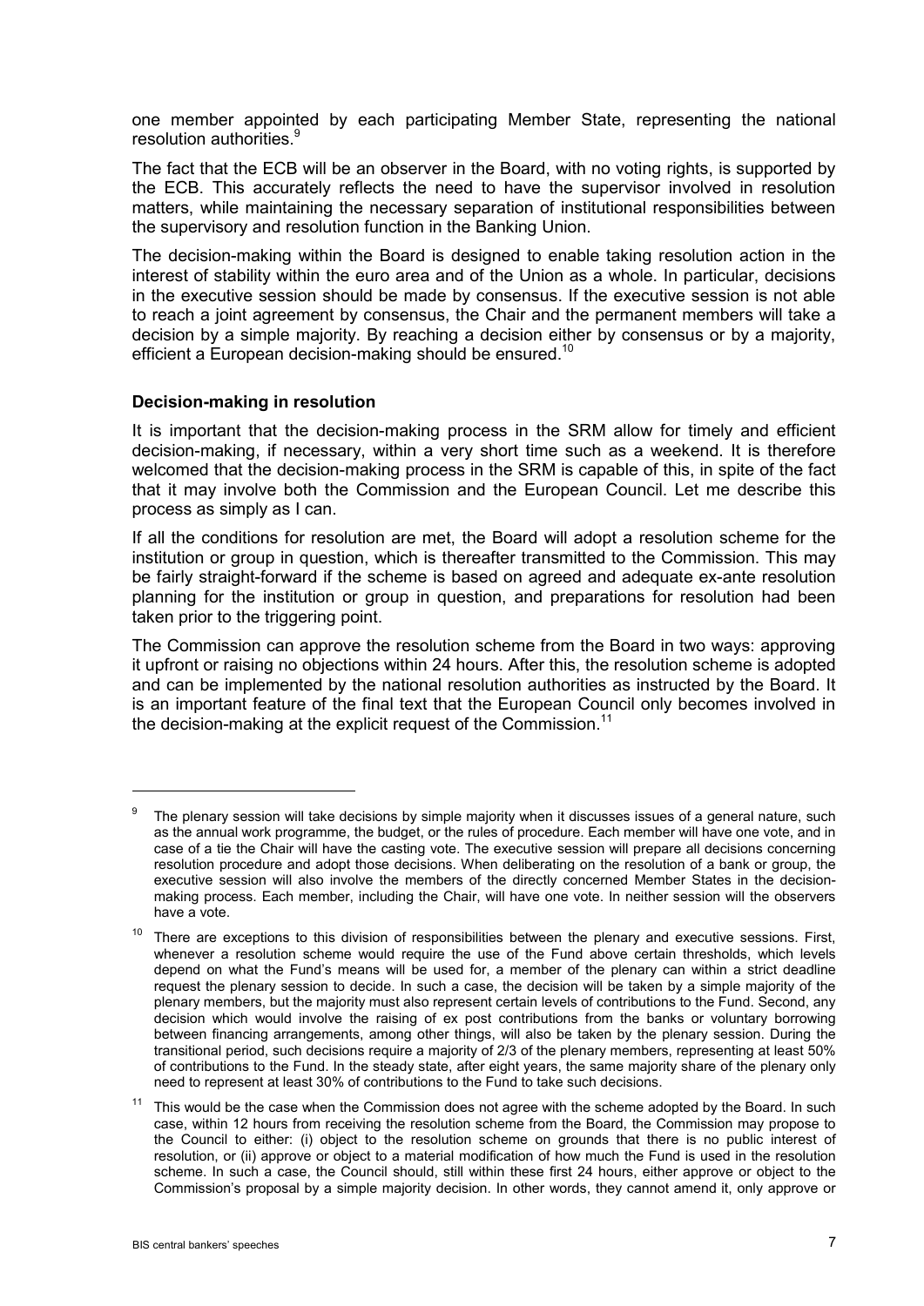one member appointed by each participating Member State, representing the national resolution authorities.[9]

The fact that the ECB will be an observer in the Board, with no voting rights, is supported by the ECB. This accurately reflects the need to have the supervisor involved in resolution matters, while maintaining the necessary separation of institutional responsibilities between the supervisory and resolution function in the Banking Union.

The decision-making within the Board is designed to enable taking resolution action in the interest of stability within the euro area and of the Union as a whole. In particular, decisions in the executive session should be made by consensus. If the executive session is not able to reach a joint agreement by consensus, the Chair and the permanent members will take a decision by a simple majority. By reaching a decision either by consensus or by a majority, efficient a European decision-making should be ensured.[10]

**Decision-making in resolution**

It is important that the decision-making process in the SRM allow for timely and efficient decision-making, if necessary, within a very short time such as a weekend. It is therefore welcomed that the decision-making process in the SRM is capable of this, in spite of the fact that it may involve both the Commission and the European Council. Let me describe this process as simply as I can.

If all the conditions for resolution are met, the Board will adopt a resolution scheme for the institution or group in question, which is thereafter transmitted to the Commission. This may be fairly straight-forward if the scheme is based on agreed and adequate ex-ante resolution planning for the institution or group in question, and preparations for resolution had been taken prior to the triggering point.

The Commission can approve the resolution scheme from the Board in two ways: approving it upfront or raising no objections within 24 hours. After this, the resolution scheme is adopted and can be implemented by the national resolution authorities as instructed by the Board. It is an important feature of the final text that the European Council only becomes involved in the decision-making at the explicit request of the Commission.[11]

---

[9] The plenary session will take decisions by simple majority when it discusses issues of a general nature, such as the annual work programme, the budget, or the rules of procedure. Each member will have one vote, and in case of a tie the Chair will have the casting vote. The executive session will prepare all decisions concerning resolution procedure and adopt those decisions. When deliberating on the resolution of a bank or group, the executive session will also involve the members of the directly concerned Member States in the decision-making process. Each member, including the Chair, will have one vote. In neither session will the observers have a vote.

[10] There are exceptions to this division of responsibilities between the plenary and executive sessions. First, whenever a resolution scheme would require the use of the Fund above certain thresholds, which levels depend on what the Fund's means will be used for, a member of the plenary can within a strict deadline request the plenary session to decide. In such a case, the decision will be taken by a simple majority of the plenary members, but the majority must also represent certain levels of contributions to the Fund. Second, any decision which would involve the raising of ex post contributions from the banks or voluntary borrowing between financing arrangements, among other things, will also be taken by the plenary session. During the transitional period, such decisions require a majority of 2/3 of the plenary members, representing at least 50% of contributions to the Fund. In the steady state, after eight years, the same majority share of the plenary only need to represent at least 30% of contributions to the Fund to take such decisions.

[11] This would be the case when the Commission does not agree with the scheme adopted by the Board. In such case, within 12 hours from receiving the resolution scheme from the Board, the Commission may propose to the Council to either: (i) object to the resolution scheme on grounds that there is no public interest of resolution, or (ii) approve or object to a material modification of how much the Fund is used in the resolution scheme. In such a case, the Council should, still within these first 24 hours, either approve or object to the Commission's proposal by a simple majority decision. In other words, they cannot amend it, only approve or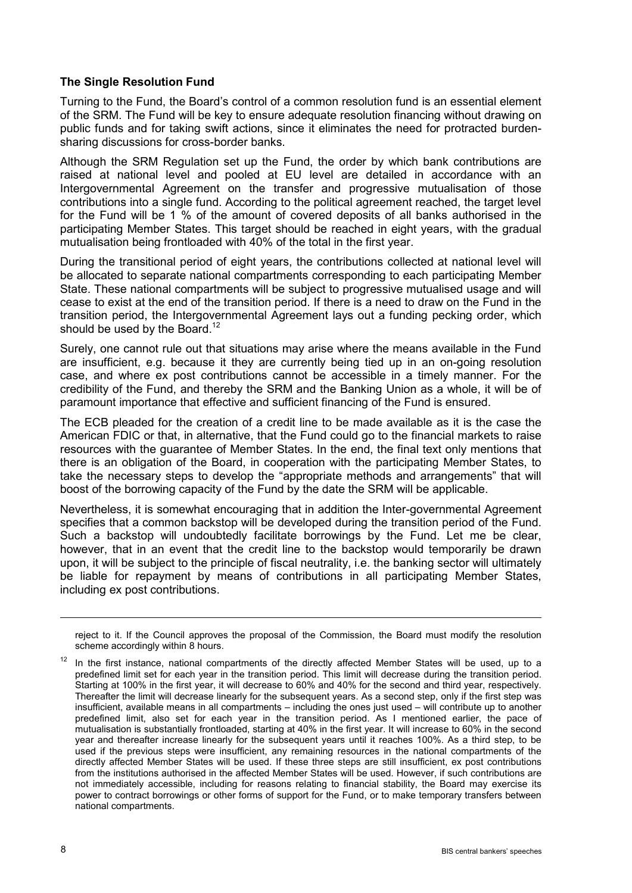### The Single Resolution Fund

Turning to the Fund, the Board's control of a common resolution fund is an essential element of the SRM. The Fund will be key to ensure adequate resolution financing without drawing on public funds and for taking swift actions, since it eliminates the need for protracted burden-sharing discussions for cross-border banks.

Although the SRM Regulation set up the Fund, the order by which bank contributions are raised at national level and pooled at EU level are detailed in accordance with an Intergovernmental Agreement on the transfer and progressive mutualisation of those contributions into a single fund. According to the political agreement reached, the target level for the Fund will be 1 % of the amount of covered deposits of all banks authorised in the participating Member States. This target should be reached in eight years, with the gradual mutualisation being frontloaded with 40% of the total in the first year.

During the transitional period of eight years, the contributions collected at national level will be allocated to separate national compartments corresponding to each participating Member State. These national compartments will be subject to progressive mutualised usage and will cease to exist at the end of the transition period. If there is a need to draw on the Fund in the transition period, the Intergovernmental Agreement lays out a funding pecking order, which should be used by the Board.[12]

Surely, one cannot rule out that situations may arise where the means available in the Fund are insufficient, e.g. because it they are currently being tied up in an on-going resolution case, and where ex post contributions cannot be accessible in a timely manner. For the credibility of the Fund, and thereby the SRM and the Banking Union as a whole, it will be of paramount importance that effective and sufficient financing of the Fund is ensured.

The ECB pleaded for the creation of a credit line to be made available as it is the case the American FDIC or that, in alternative, that the Fund could go to the financial markets to raise resources with the guarantee of Member States. In the end, the final text only mentions that there is an obligation of the Board, in cooperation with the participating Member States, to take the necessary steps to develop the "appropriate methods and arrangements" that will boost of the borrowing capacity of the Fund by the date the SRM will be applicable.

Nevertheless, it is somewhat encouraging that in addition the Inter-governmental Agreement specifies that a common backstop will be developed during the transition period of the Fund. Such a backstop will undoubtedly facilitate borrowings by the Fund. Let me be clear, however, that in an event that the credit line to the backstop would temporarily be drawn upon, it will be subject to the principle of fiscal neutrality, i.e. the banking sector will ultimately be liable for repayment by means of contributions in all participating Member States, including ex post contributions.

---

reject to it. If the Council approves the proposal of the Commission, the Board must modify the resolution scheme accordingly within 8 hours.

[12] In the first instance, national compartments of the directly affected Member States will be used, up to a predefined limit set for each year in the transition period. This limit will decrease during the transition period. Starting at 100% in the first year, it will decrease to 60% and 40% for the second and third year, respectively. Thereafter the limit will decrease linearly for the subsequent years. As a second step, only if the first step was insufficient, available means in all compartments – including the ones just used – will contribute up to another predefined limit, also set for each year in the transition period. As I mentioned earlier, the pace of mutualisation is substantially frontloaded, starting at 40% in the first year. It will increase to 60% in the second year and thereafter increase linearly for the subsequent years until it reaches 100%. As a third step, to be used if the previous steps were insufficient, any remaining resources in the national compartments of the directly affected Member States will be used. If these three steps are still insufficient, ex post contributions from the institutions authorised in the affected Member States will be used. However, if such contributions are not immediately accessible, including for reasons relating to financial stability, the Board may exercise its power to contract borrowings or other forms of support for the Fund, or to make temporary transfers between national compartments.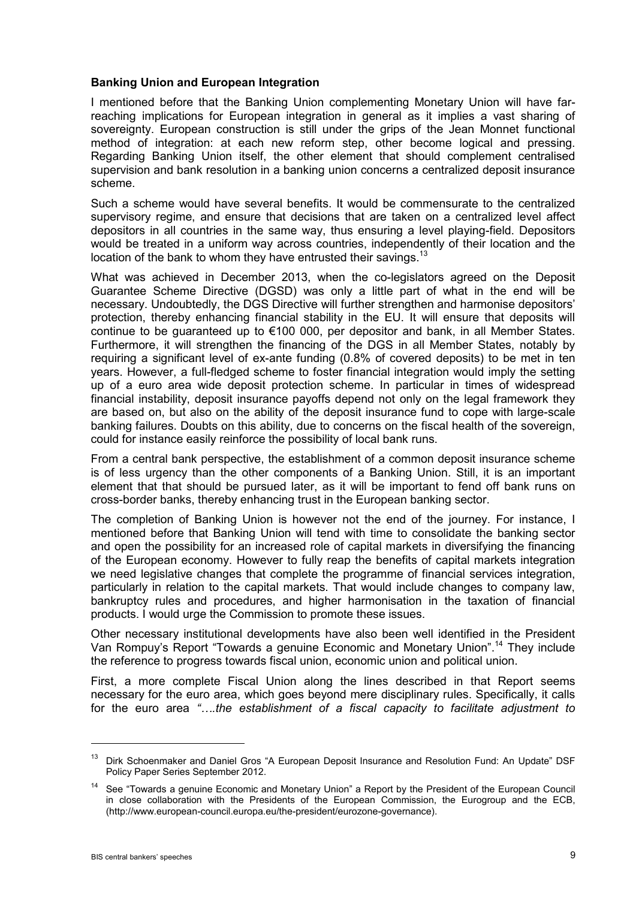**Banking Union and European Integration**

I mentioned before that the Banking Union complementing Monetary Union will have far-reaching implications for European integration in general as it implies a vast sharing of sovereignty. European construction is still under the grips of the Jean Monnet functional method of integration: at each new reform step, other become logical and pressing. Regarding Banking Union itself, the other element that should complement centralised supervision and bank resolution in a banking union concerns a centralized deposit insurance scheme.

Such a scheme would have several benefits. It would be commensurate to the centralized supervisory regime, and ensure that decisions that are taken on a centralized level affect depositors in all countries in the same way, thus ensuring a level playing-field. Depositors would be treated in a uniform way across countries, independently of their location and the location of the bank to whom they have entrusted their savings.[13]

What was achieved in December 2013, when the co-legislators agreed on the Deposit Guarantee Scheme Directive (DGSD) was only a little part of what in the end will be necessary. Undoubtedly, the DGS Directive will further strengthen and harmonise depositors' protection, thereby enhancing financial stability in the EU. It will ensure that deposits will continue to be guaranteed up to €100 000, per depositor and bank, in all Member States. Furthermore, it will strengthen the financing of the DGS in all Member States, notably by requiring a significant level of ex-ante funding (0.8% of covered deposits) to be met in ten years. However, a full-fledged scheme to foster financial integration would imply the setting up of a euro area wide deposit protection scheme. In particular in times of widespread financial instability, deposit insurance payoffs depend not only on the legal framework they are based on, but also on the ability of the deposit insurance fund to cope with large-scale banking failures. Doubts on this ability, due to concerns on the fiscal health of the sovereign, could for instance easily reinforce the possibility of local bank runs.

From a central bank perspective, the establishment of a common deposit insurance scheme is of less urgency than the other components of a Banking Union. Still, it is an important element that that should be pursued later, as it will be important to fend off bank runs on cross-border banks, thereby enhancing trust in the European banking sector.

The completion of Banking Union is however not the end of the journey. For instance, I mentioned before that Banking Union will tend with time to consolidate the banking sector and open the possibility for an increased role of capital markets in diversifying the financing of the European economy. However to fully reap the benefits of capital markets integration we need legislative changes that complete the programme of financial services integration, particularly in relation to the capital markets. That would include changes to company law, bankruptcy rules and procedures, and higher harmonisation in the taxation of financial products. I would urge the Commission to promote these issues.

Other necessary institutional developments have also been well identified in the President Van Rompuy's Report "Towards a genuine Economic and Monetary Union".[14] They include the reference to progress towards fiscal union, economic union and political union.

First, a more complete Fiscal Union along the lines described in that Report seems necessary for the euro area, which goes beyond mere disciplinary rules. Specifically, it calls for the euro area *"….the establishment of a fiscal capacity to facilitate adjustment to*

---

[13] Dirk Schoenmaker and Daniel Gros "A European Deposit Insurance and Resolution Fund: An Update" DSF Policy Paper Series September 2012.

[14] See "Towards a genuine Economic and Monetary Union" a Report by the President of the European Council in close collaboration with the Presidents of the European Commission, the Eurogroup and the ECB, (http://www.european-council.europa.eu/the-president/eurozone-governance).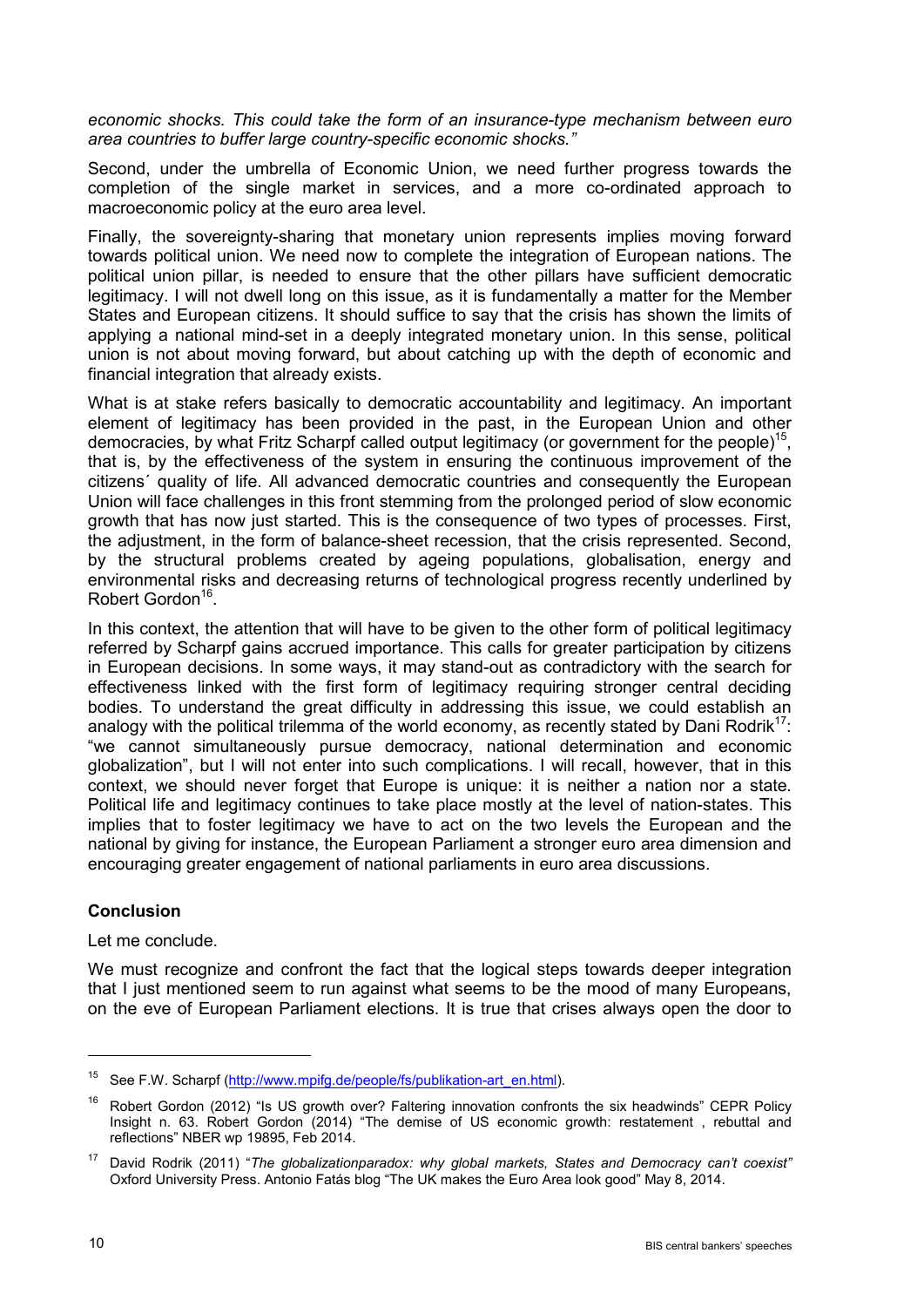*economic shocks. This could take the form of an insurance-type mechanism between euro area countries to buffer large country-specific economic shocks."*

Second, under the umbrella of Economic Union, we need further progress towards the completion of the single market in services, and a more co-ordinated approach to macroeconomic policy at the euro area level.

Finally, the sovereignty-sharing that monetary union represents implies moving forward towards political union. We need now to complete the integration of European nations. The political union pillar, is needed to ensure that the other pillars have sufficient democratic legitimacy. I will not dwell long on this issue, as it is fundamentally a matter for the Member States and European citizens. It should suffice to say that the crisis has shown the limits of applying a national mind-set in a deeply integrated monetary union. In this sense, political union is not about moving forward, but about catching up with the depth of economic and financial integration that already exists.

What is at stake refers basically to democratic accountability and legitimacy. An important element of legitimacy has been provided in the past, in the European Union and other democracies, by what Fritz Scharpf called output legitimacy (or government for the people)[15], that is, by the effectiveness of the system in ensuring the continuous improvement of the citizens´ quality of life. All advanced democratic countries and consequently the European Union will face challenges in this front stemming from the prolonged period of slow economic growth that has now just started. This is the consequence of two types of processes. First, the adjustment, in the form of balance-sheet recession, that the crisis represented. Second, by the structural problems created by ageing populations, globalisation, energy and environmental risks and decreasing returns of technological progress recently underlined by Robert Gordon[16].

In this context, the attention that will have to be given to the other form of political legitimacy referred by Scharpf gains accrued importance. This calls for greater participation by citizens in European decisions. In some ways, it may stand-out as contradictory with the search for effectiveness linked with the first form of legitimacy requiring stronger central deciding bodies. To understand the great difficulty in addressing this issue, we could establish an analogy with the political trilemma of the world economy, as recently stated by Dani Rodrik[17]: "we cannot simultaneously pursue democracy, national determination and economic globalization", but I will not enter into such complications. I will recall, however, that in this context, we should never forget that Europe is unique: it is neither a nation nor a state. Political life and legitimacy continues to take place mostly at the level of nation-states. This implies that to foster legitimacy we have to act on the two levels the European and the national by giving for instance, the European Parliament a stronger euro area dimension and encouraging greater engagement of national parliaments in euro area discussions.

**Conclusion**

Let me conclude.

We must recognize and confront the fact that the logical steps towards deeper integration that I just mentioned seem to run against what seems to be the mood of many Europeans, on the eve of European Parliament elections. It is true that crises always open the door to

---

[15] See F.W. Scharpf (http://www.mpifg.de/people/fs/publikation-art_en.html).

[16] Robert Gordon (2012) "Is US growth over? Faltering innovation confronts the six headwinds" CEPR Policy Insight n. 63. Robert Gordon (2014) "The demise of US economic growth: restatement , rebuttal and reflections" NBER wp 19895, Feb 2014.

[17] David Rodrik (2011) "*The globalizationparadox: why global markets, States and Democracy can't coexist"* Oxford University Press. Antonio Fatás blog "The UK makes the Euro Area look good" May 8, 2014.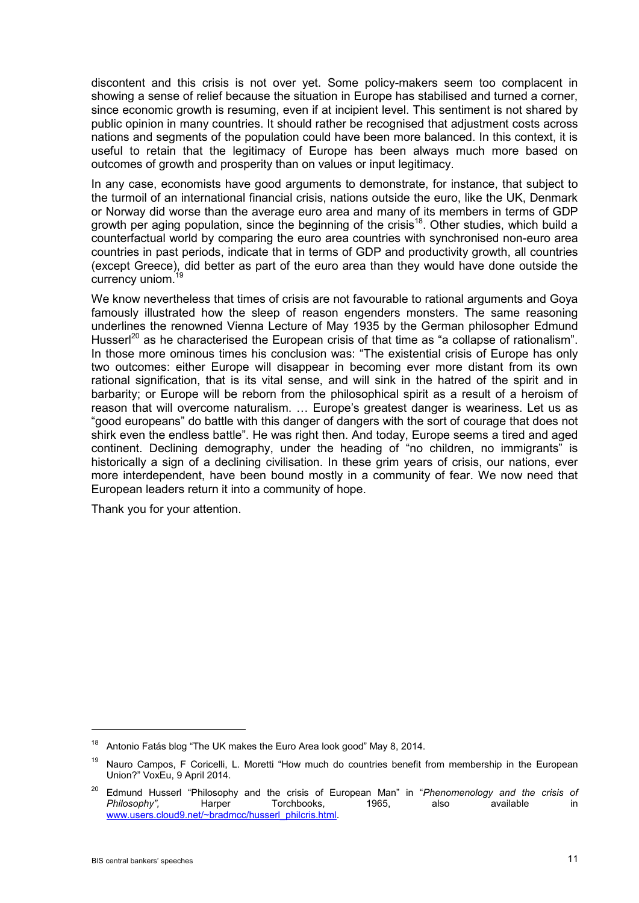discontent and this crisis is not over yet. Some policy-makers seem too complacent in showing a sense of relief because the situation in Europe has stabilised and turned a corner, since economic growth is resuming, even if at incipient level. This sentiment is not shared by public opinion in many countries. It should rather be recognised that adjustment costs across nations and segments of the population could have been more balanced. In this context, it is useful to retain that the legitimacy of Europe has been always much more based on outcomes of growth and prosperity than on values or input legitimacy.

In any case, economists have good arguments to demonstrate, for instance, that subject to the turmoil of an international financial crisis, nations outside the euro, like the UK, Denmark or Norway did worse than the average euro area and many of its members in terms of GDP growth per aging population, since the beginning of the crisis[18]. Other studies, which build a counterfactual world by comparing the euro area countries with synchronised non-euro area countries in past periods, indicate that in terms of GDP and productivity growth, all countries (except Greece), did better as part of the euro area than they would have done outside the currency uniom.[19]

We know nevertheless that times of crisis are not favourable to rational arguments and Goya famously illustrated how the sleep of reason engenders monsters. The same reasoning underlines the renowned Vienna Lecture of May 1935 by the German philosopher Edmund Husserl[20] as he characterised the European crisis of that time as "a collapse of rationalism". In those more ominous times his conclusion was: "The existential crisis of Europe has only two outcomes: either Europe will disappear in becoming ever more distant from its own rational signification, that is its vital sense, and will sink in the hatred of the spirit and in barbarity; or Europe will be reborn from the philosophical spirit as a result of a heroism of reason that will overcome naturalism. … Europe's greatest danger is weariness. Let us as "good europeans" do battle with this danger of dangers with the sort of courage that does not shirk even the endless battle". He was right then. And today, Europe seems a tired and aged continent. Declining demography, under the heading of "no children, no immigrants" is historically a sign of a declining civilisation. In these grim years of crisis, our nations, ever more interdependent, have been bound mostly in a community of fear. We now need that European leaders return it into a community of hope.

Thank you for your attention.

---

[18] Antonio Fatás blog "The UK makes the Euro Area look good" May 8, 2014.

[19] Nauro Campos, F Coricelli, L. Moretti "How much do countries benefit from membership in the European Union?" VoxEu, 9 April 2014.

[20] Edmund Husserl "Philosophy and the crisis of European Man" in "*Phenomenology and the crisis of Philosophy*", Harper Torchbooks, 1965, also available in www.users.cloud9.net/~bradmcc/husserl_philcris.html.